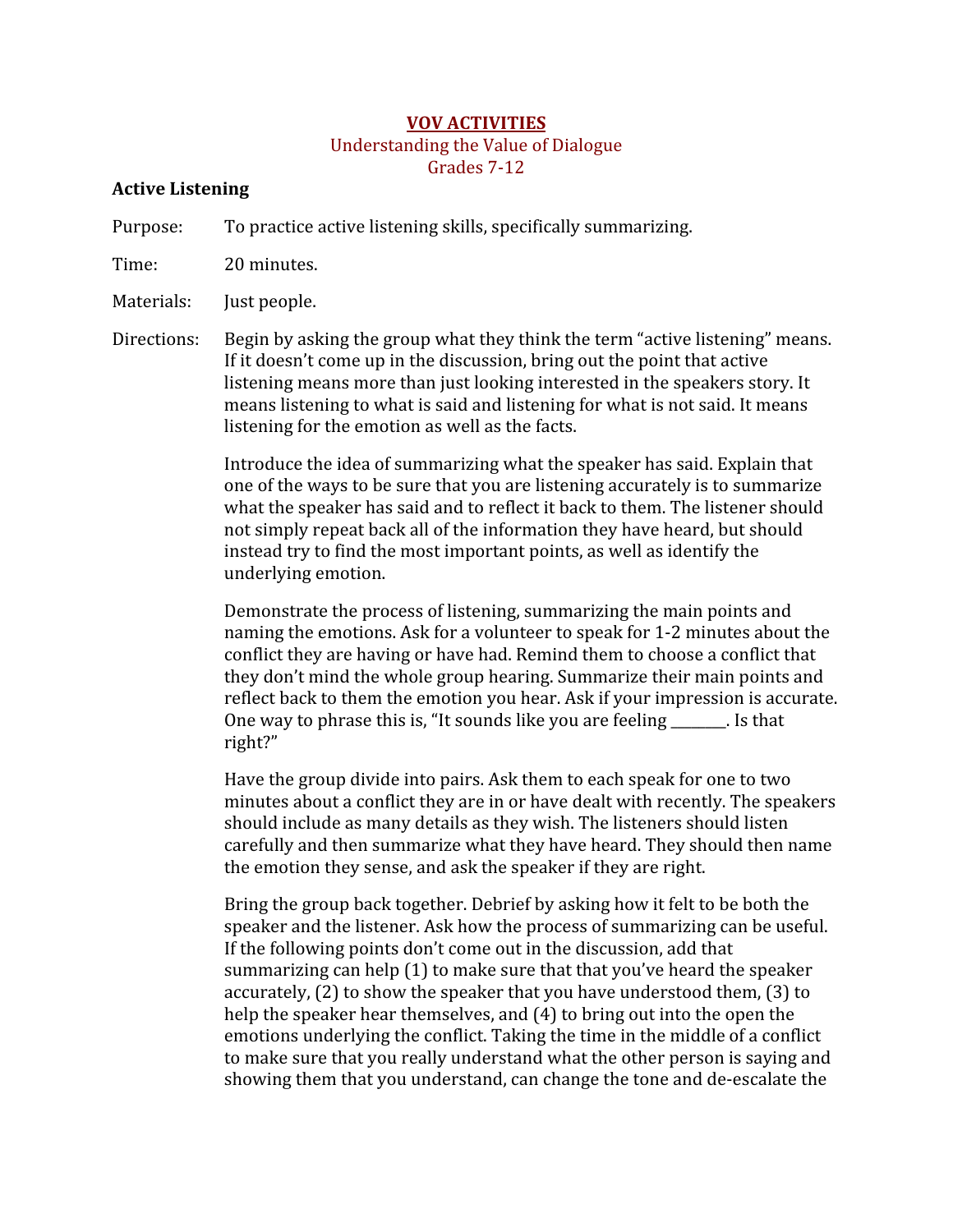# VOV ACTIVITIES

## Understanding the Value of Dialogue

## Grades 7-12

### Active Listening

**Purpose:** To practice active listening skills, specifically summarizing.

**Time:** 20 minutes.

**Materials:** Just people.

**Directions:** Begin by asking the group what they think the term "active listening" means. If it doesn't come up in the discussion, bring out the point that active listening means more than just looking interested in the speakers story. It means listening to what is said and listening for what is not said. It means listening for the emotion as well as the facts.

Introduce the idea of summarizing what the speaker has said. Explain that one of the ways to be sure that you are listening accurately is to summarize what the speaker has said and to reflect it back to them. The listener should not simply repeat back all of the information they have heard, but should instead try to find the most important points, as well as identify the underlying emotion.

Demonstrate the process of listening, summarizing the main points and naming the emotions. Ask for a volunteer to speak for 1-2 minutes about the conflict they are having or have had. Remind them to choose a conflict that they don't mind the whole group hearing. Summarize their main points and reflect back to them the emotion you hear. Ask if your impression is accurate. One way to phrase this is, "It sounds like you are feeling _______. Is that right?"

Have the group divide into pairs. Ask them to each speak for one to two minutes about a conflict they are in or have dealt with recently. The speakers should include as many details as they wish. The listeners should listen carefully and then summarize what they have heard. They should then name the emotion they sense, and ask the speaker if they are right.

Bring the group back together. Debrief by asking how it felt to be both the speaker and the listener. Ask how the process of summarizing can be useful. If the following points don't come out in the discussion, add that summarizing can help (1) to make sure that that you've heard the speaker accurately, (2) to show the speaker that you have understood them, (3) to help the speaker hear themselves, and (4) to bring out into the open the emotions underlying the conflict. Taking the time in the middle of a conflict to make sure that you really understand what the other person is saying and showing them that you understand, can change the tone and de-escalate the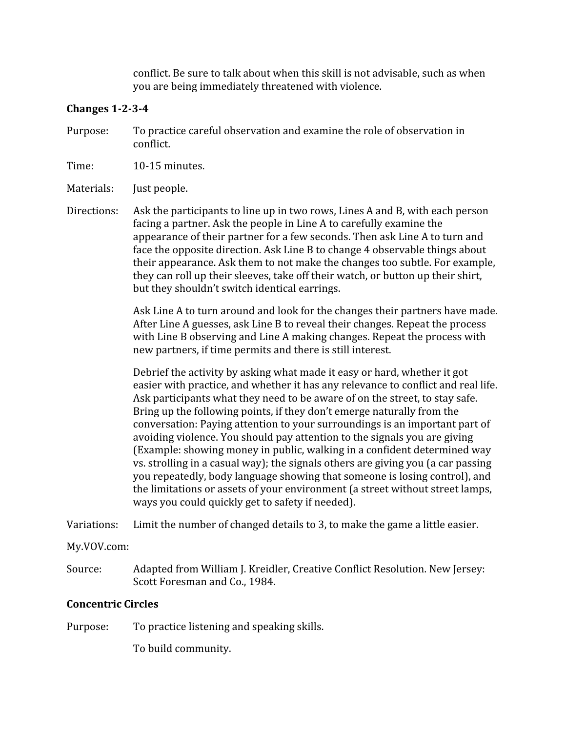conflict. Be sure to talk about when this skill is not advisable, such as when you are being immediately threatened with violence.

**Changes 1-2-3-4**

Purpose: To practice careful observation and examine the role of observation in conflict.

Time: 10-15 minutes.

Materials: Just people.

Directions: Ask the participants to line up in two rows, Lines A and B, with each person facing a partner. Ask the people in Line A to carefully examine the appearance of their partner for a few seconds. Then ask Line A to turn and face the opposite direction. Ask Line B to change 4 observable things about their appearance. Ask them to not make the changes too subtle. For example, they can roll up their sleeves, take off their watch, or button up their shirt, but they shouldn't switch identical earrings.

Ask Line A to turn around and look for the changes their partners have made. After Line A guesses, ask Line B to reveal their changes. Repeat the process with Line B observing and Line A making changes. Repeat the process with new partners, if time permits and there is still interest.

Debrief the activity by asking what made it easy or hard, whether it got easier with practice, and whether it has any relevance to conflict and real life. Ask participants what they need to be aware of on the street, to stay safe. Bring up the following points, if they don't emerge naturally from the conversation: Paying attention to your surroundings is an important part of avoiding violence. You should pay attention to the signals you are giving (Example: showing money in public, walking in a confident determined way vs. strolling in a casual way); the signals others are giving you (a car passing you repeatedly, body language showing that someone is losing control), and the limitations or assets of your environment (a street without street lamps, ways you could quickly get to safety if needed).

Variations: Limit the number of changed details to 3, to make the game a little easier.

My.VOV.com:

Source: Adapted from William J. Kreidler, Creative Conflict Resolution. New Jersey: Scott Foresman and Co., 1984.

**Concentric Circles**

Purpose: To practice listening and speaking skills.

To build community.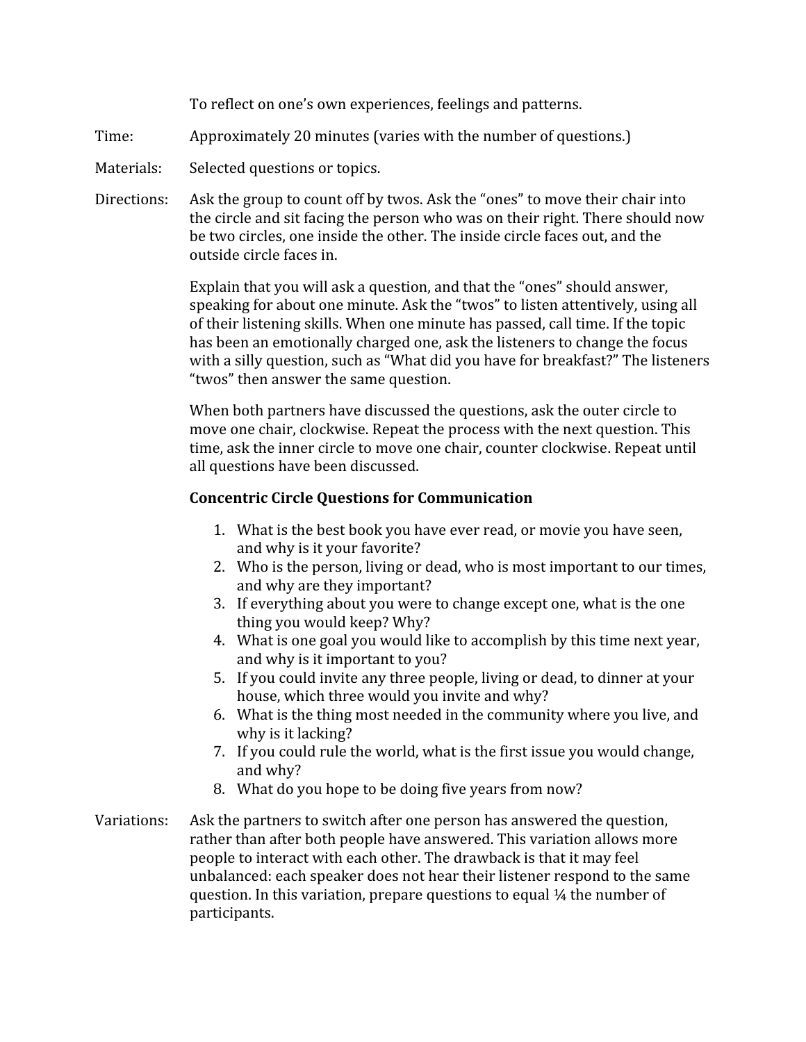To reflect on one's own experiences, feelings and patterns.

Time: Approximately 20 minutes (varies with the number of questions.)

Materials: Selected questions or topics.

Directions: Ask the group to count off by twos. Ask the "ones" to move their chair into the circle and sit facing the person who was on their right. There should now be two circles, one inside the other. The inside circle faces out, and the outside circle faces in.

Explain that you will ask a question, and that the "ones" should answer, speaking for about one minute. Ask the "twos" to listen attentively, using all of their listening skills. When one minute has passed, call time. If the topic has been an emotionally charged one, ask the listeners to change the focus with a silly question, such as "What did you have for breakfast?" The listeners "twos" then answer the same question.

When both partners have discussed the questions, ask the outer circle to move one chair, clockwise. Repeat the process with the next question. This time, ask the inner circle to move one chair, counter clockwise. Repeat until all questions have been discussed.

**Concentric Circle Questions for Communication**

1. What is the best book you have ever read, or movie you have seen, and why is it your favorite?
2. Who is the person, living or dead, who is most important to our times, and why are they important?
3. If everything about you were to change except one, what is the one thing you would keep? Why?
4. What is one goal you would like to accomplish by this time next year, and why is it important to you?
5. If you could invite any three people, living or dead, to dinner at your house, which three would you invite and why?
6. What is the thing most needed in the community where you live, and why is it lacking?
7. If you could rule the world, what is the first issue you would change, and why?
8. What do you hope to be doing five years from now?

Variations: Ask the partners to switch after one person has answered the question, rather than after both people have answered. This variation allows more people to interact with each other. The drawback is that it may feel unbalanced: each speaker does not hear their listener respond to the same question. In this variation, prepare questions to equal ¼ the number of participants.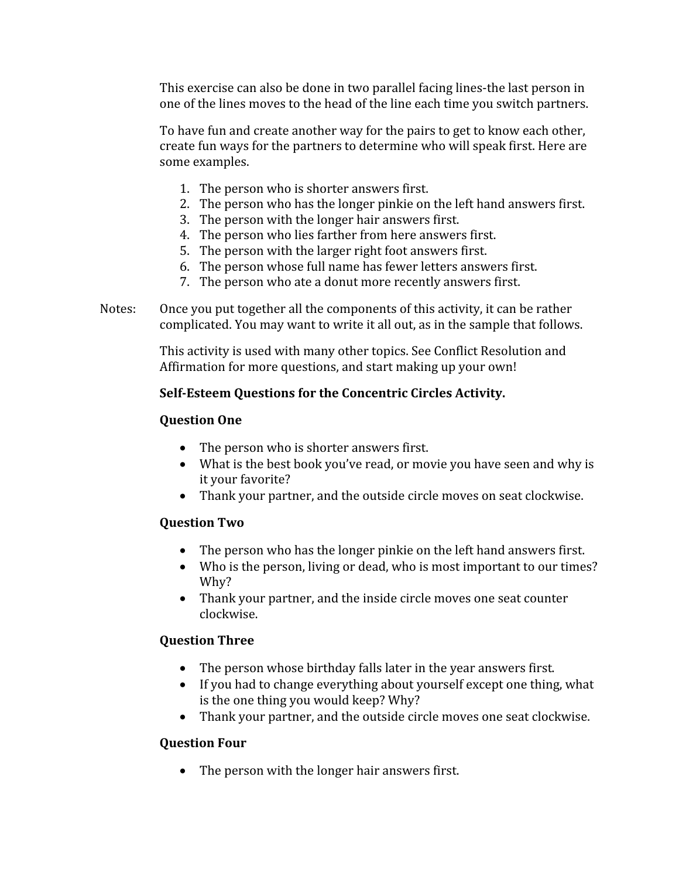This exercise can also be done in two parallel facing lines-the last person in one of the lines moves to the head of the line each time you switch partners.

To have fun and create another way for the pairs to get to know each other, create fun ways for the partners to determine who will speak first. Here are some examples.

1. The person who is shorter answers first.
2. The person who has the longer pinkie on the left hand answers first.
3. The person with the longer hair answers first.
4. The person who lies farther from here answers first.
5. The person with the larger right foot answers first.
6. The person whose full name has fewer letters answers first.
7. The person who ate a donut more recently answers first.

Notes: Once you put together all the components of this activity, it can be rather complicated. You may want to write it all out, as in the sample that follows.

This activity is used with many other topics. See Conflict Resolution and Affirmation for more questions, and start making up your own!

**Self-Esteem Questions for the Concentric Circles Activity.**

**Question One**

- The person who is shorter answers first.
- What is the best book you've read, or movie you have seen and why is it your favorite?
- Thank your partner, and the outside circle moves on seat clockwise.

**Question Two**

- The person who has the longer pinkie on the left hand answers first.
- Who is the person, living or dead, who is most important to our times? Why?
- Thank your partner, and the inside circle moves one seat counter clockwise.

**Question Three**

- The person whose birthday falls later in the year answers first.
- If you had to change everything about yourself except one thing, what is the one thing you would keep? Why?
- Thank your partner, and the outside circle moves one seat clockwise.

**Question Four**

- The person with the longer hair answers first.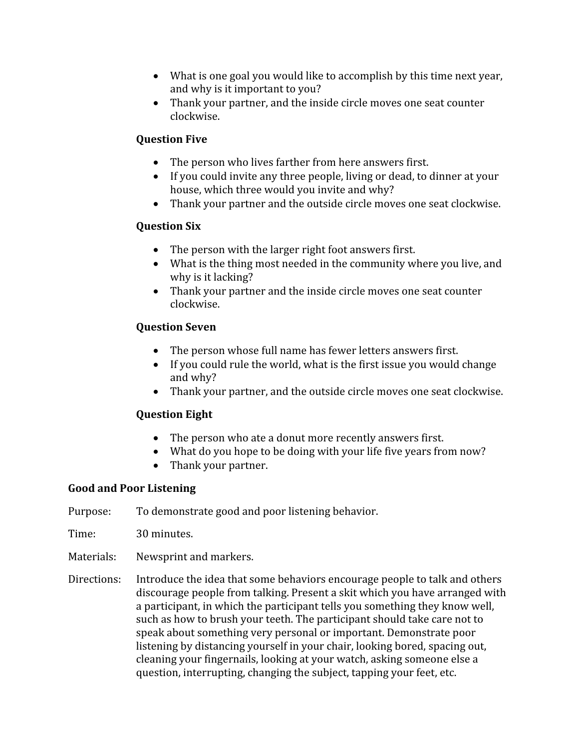- What is one goal you would like to accomplish by this time next year, and why is it important to you?
- Thank your partner, and the inside circle moves one seat counter clockwise.

**Question Five**

- The person who lives farther from here answers first.
- If you could invite any three people, living or dead, to dinner at your house, which three would you invite and why?
- Thank your partner and the outside circle moves one seat clockwise.

**Question Six**

- The person with the larger right foot answers first.
- What is the thing most needed in the community where you live, and why is it lacking?
- Thank your partner and the inside circle moves one seat counter clockwise.

**Question Seven**

- The person whose full name has fewer letters answers first.
- If you could rule the world, what is the first issue you would change and why?
- Thank your partner, and the outside circle moves one seat clockwise.

**Question Eight**

- The person who ate a donut more recently answers first.
- What do you hope to be doing with your life five years from now?
- Thank your partner.

**Good and Poor Listening**

Purpose: To demonstrate good and poor listening behavior.

Time: 30 minutes.

Materials: Newsprint and markers.

Directions: Introduce the idea that some behaviors encourage people to talk and others discourage people from talking. Present a skit which you have arranged with a participant, in which the participant tells you something they know well, such as how to brush your teeth. The participant should take care not to speak about something very personal or important. Demonstrate poor listening by distancing yourself in your chair, looking bored, spacing out, cleaning your fingernails, looking at your watch, asking someone else a question, interrupting, changing the subject, tapping your feet, etc.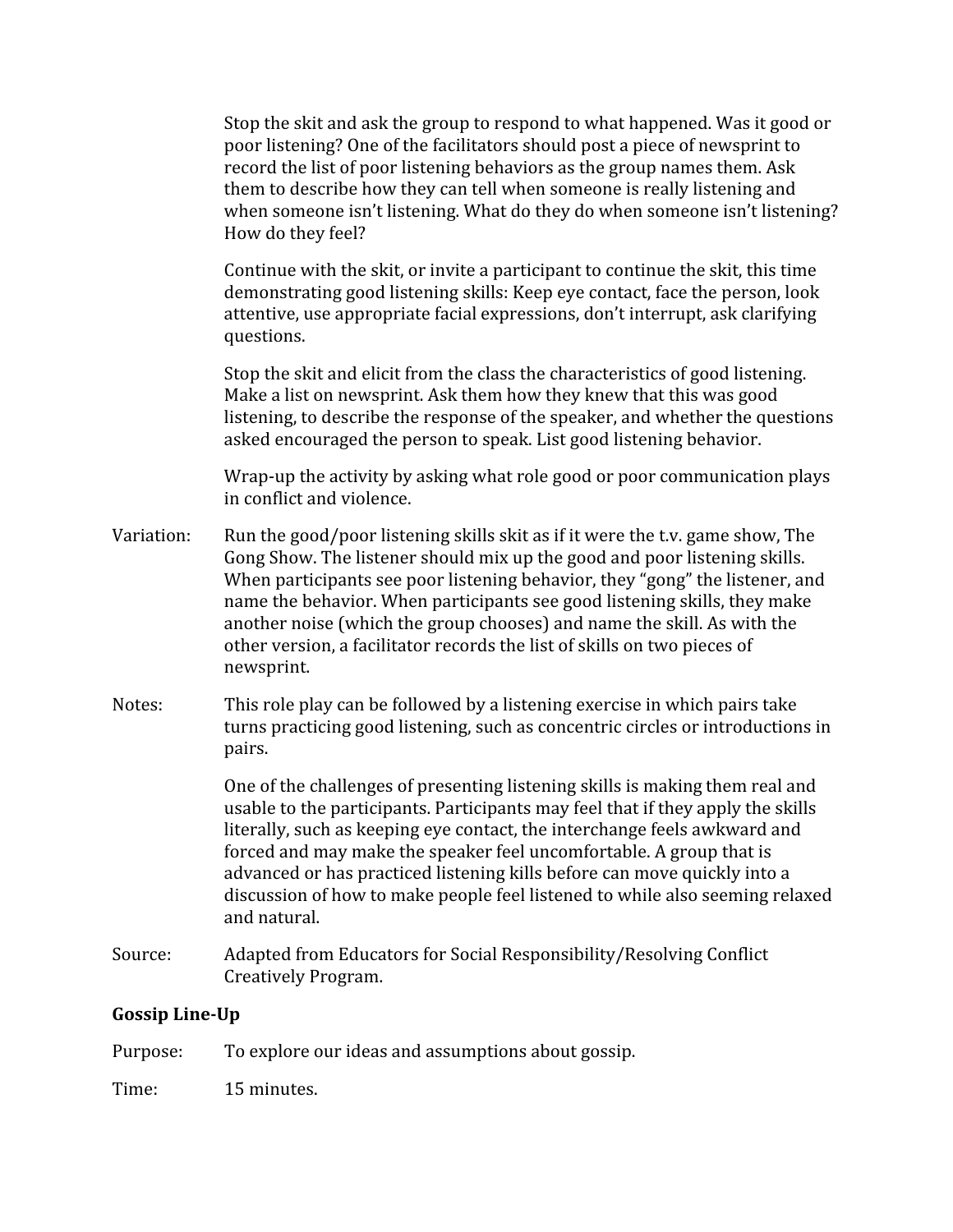Stop the skit and ask the group to respond to what happened. Was it good or poor listening? One of the facilitators should post a piece of newsprint to record the list of poor listening behaviors as the group names them. Ask them to describe how they can tell when someone is really listening and when someone isn't listening. What do they do when someone isn't listening? How do they feel?

Continue with the skit, or invite a participant to continue the skit, this time demonstrating good listening skills: Keep eye contact, face the person, look attentive, use appropriate facial expressions, don't interrupt, ask clarifying questions.

Stop the skit and elicit from the class the characteristics of good listening. Make a list on newsprint. Ask them how they knew that this was good listening, to describe the response of the speaker, and whether the questions asked encouraged the person to speak. List good listening behavior.

Wrap-up the activity by asking what role good or poor communication plays in conflict and violence.

Variation: Run the good/poor listening skills skit as if it were the t.v. game show, The Gong Show. The listener should mix up the good and poor listening skills. When participants see poor listening behavior, they "gong" the listener, and name the behavior. When participants see good listening skills, they make another noise (which the group chooses) and name the skill. As with the other version, a facilitator records the list of skills on two pieces of newsprint.

Notes: This role play can be followed by a listening exercise in which pairs take turns practicing good listening, such as concentric circles or introductions in pairs.

One of the challenges of presenting listening skills is making them real and usable to the participants. Participants may feel that if they apply the skills literally, such as keeping eye contact, the interchange feels awkward and forced and may make the speaker feel uncomfortable. A group that is advanced or has practiced listening kills before can move quickly into a discussion of how to make people feel listened to while also seeming relaxed and natural.

Source: Adapted from Educators for Social Responsibility/Resolving Conflict Creatively Program.

**Gossip Line-Up**

Purpose: To explore our ideas and assumptions about gossip.

Time: 15 minutes.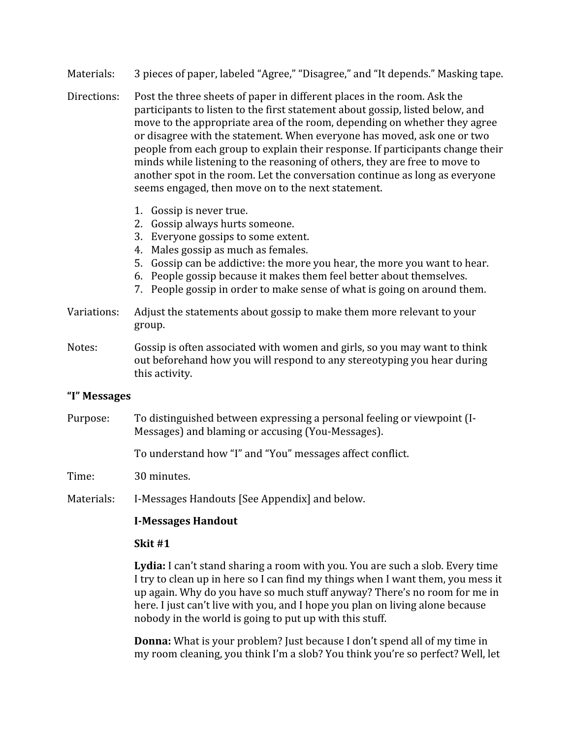Materials: 3 pieces of paper, labeled "Agree," "Disagree," and "It depends." Masking tape.

Directions: Post the three sheets of paper in different places in the room. Ask the participants to listen to the first statement about gossip, listed below, and move to the appropriate area of the room, depending on whether they agree or disagree with the statement. When everyone has moved, ask one or two people from each group to explain their response. If participants change their minds while listening to the reasoning of others, they are free to move to another spot in the room. Let the conversation continue as long as everyone seems engaged, then move on to the next statement.

1. Gossip is never true.
2. Gossip always hurts someone.
3. Everyone gossips to some extent.
4. Males gossip as much as females.
5. Gossip can be addictive: the more you hear, the more you want to hear.
6. People gossip because it makes them feel better about themselves.
7. People gossip in order to make sense of what is going on around them.

Variations: Adjust the statements about gossip to make them more relevant to your group.

Notes: Gossip is often associated with women and girls, so you may want to think out beforehand how you will respond to any stereotyping you hear during this activity.

### "I" Messages

Purpose: To distinguished between expressing a personal feeling or viewpoint (I-Messages) and blaming or accusing (You-Messages).

To understand how "I" and "You" messages affect conflict.

Time: 30 minutes.

Materials: I-Messages Handouts [See Appendix] and below.

**I-Messages Handout**

**Skit #1**

**Lydia:** I can't stand sharing a room with you. You are such a slob. Every time I try to clean up in here so I can find my things when I want them, you mess it up again. Why do you have so much stuff anyway? There's no room for me in here. I just can't live with you, and I hope you plan on living alone because nobody in the world is going to put up with this stuff.

**Donna:** What is your problem? Just because I don't spend all of my time in my room cleaning, you think I'm a slob? You think you're so perfect? Well, let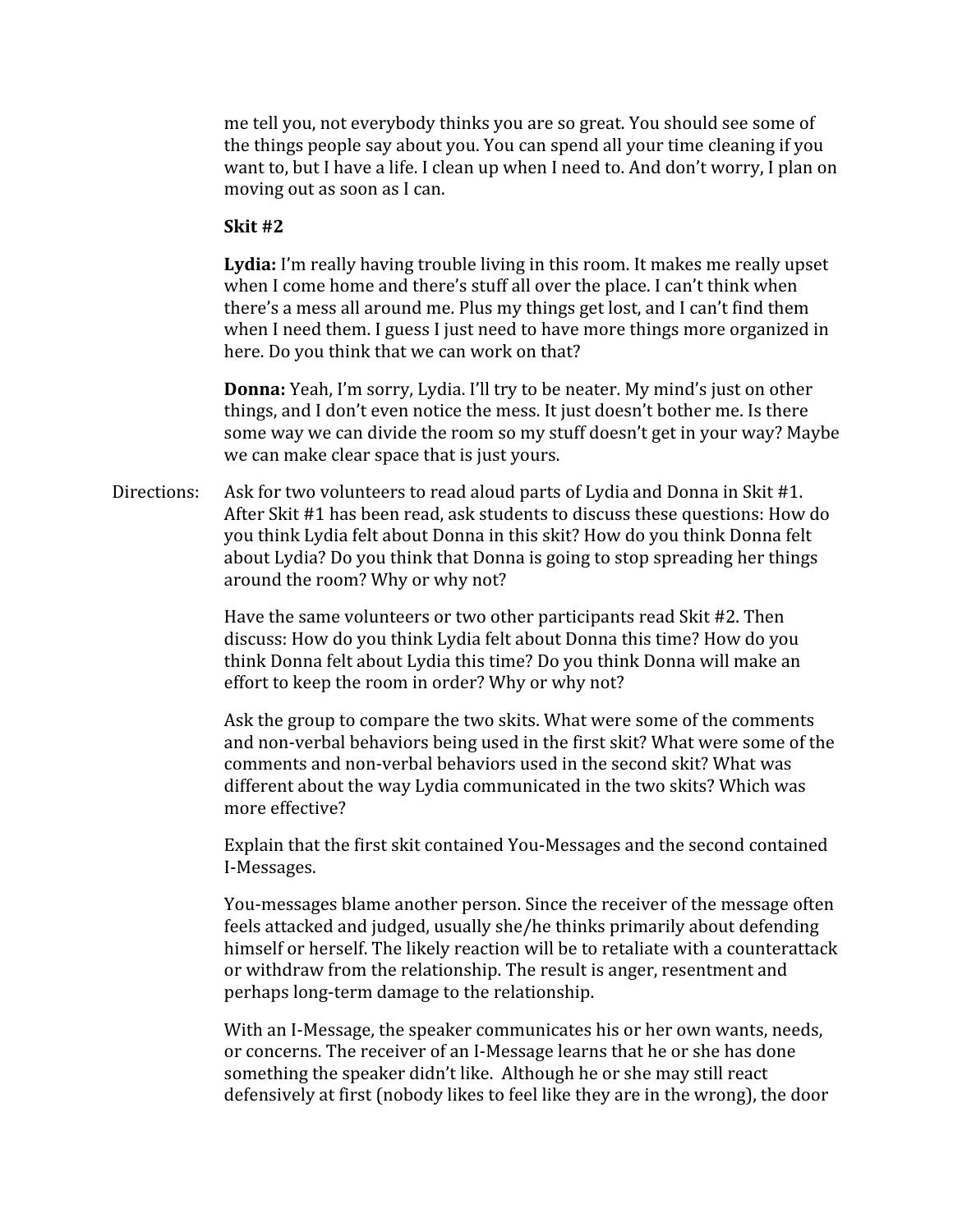me tell you, not everybody thinks you are so great. You should see some of the things people say about you. You can spend all your time cleaning if you want to, but I have a life. I clean up when I need to. And don't worry, I plan on moving out as soon as I can.

**Skit #2**

**Lydia:** I'm really having trouble living in this room. It makes me really upset when I come home and there's stuff all over the place. I can't think when there's a mess all around me. Plus my things get lost, and I can't find them when I need them. I guess I just need to have more things more organized in here. Do you think that we can work on that?

**Donna:** Yeah, I'm sorry, Lydia. I'll try to be neater. My mind's just on other things, and I don't even notice the mess. It just doesn't bother me. Is there some way we can divide the room so my stuff doesn't get in your way? Maybe we can make clear space that is just yours.

Directions: Ask for two volunteers to read aloud parts of Lydia and Donna in Skit #1. After Skit #1 has been read, ask students to discuss these questions: How do you think Lydia felt about Donna in this skit? How do you think Donna felt about Lydia? Do you think that Donna is going to stop spreading her things around the room? Why or why not?

Have the same volunteers or two other participants read Skit #2. Then discuss: How do you think Lydia felt about Donna this time? How do you think Donna felt about Lydia this time? Do you think Donna will make an effort to keep the room in order? Why or why not?

Ask the group to compare the two skits. What were some of the comments and non-verbal behaviors being used in the first skit? What were some of the comments and non-verbal behaviors used in the second skit? What was different about the way Lydia communicated in the two skits? Which was more effective?

Explain that the first skit contained You-Messages and the second contained I-Messages.

You-messages blame another person. Since the receiver of the message often feels attacked and judged, usually she/he thinks primarily about defending himself or herself. The likely reaction will be to retaliate with a counterattack or withdraw from the relationship. The result is anger, resentment and perhaps long-term damage to the relationship.

With an I-Message, the speaker communicates his or her own wants, needs, or concerns. The receiver of an I-Message learns that he or she has done something the speaker didn't like. Although he or she may still react defensively at first (nobody likes to feel like they are in the wrong), the door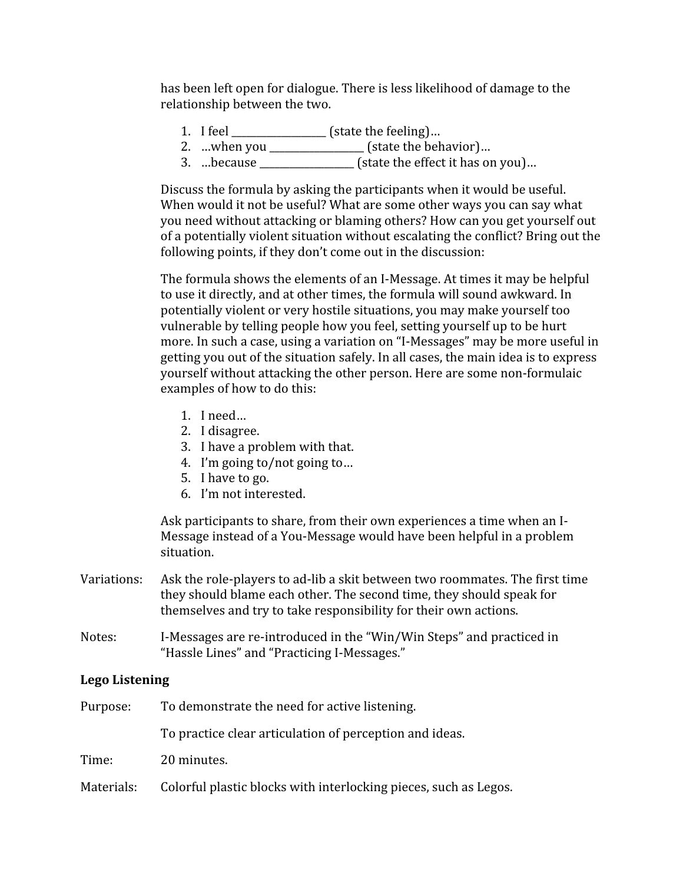has been left open for dialogue. There is less likelihood of damage to the relationship between the two.

1. I feel __________________ (state the feeling)…
2. …when you __________________ (state the behavior)…
3. …because __________________ (state the effect it has on you)…

Discuss the formula by asking the participants when it would be useful. When would it not be useful? What are some other ways you can say what you need without attacking or blaming others? How can you get yourself out of a potentially violent situation without escalating the conflict? Bring out the following points, if they don't come out in the discussion:

The formula shows the elements of an I-Message. At times it may be helpful to use it directly, and at other times, the formula will sound awkward. In potentially violent or very hostile situations, you may make yourself too vulnerable by telling people how you feel, setting yourself up to be hurt more. In such a case, using a variation on "I-Messages" may be more useful in getting you out of the situation safely. In all cases, the main idea is to express yourself without attacking the other person. Here are some non-formulaic examples of how to do this:

1. I need…
2. I disagree.
3. I have a problem with that.
4. I'm going to/not going to…
5. I have to go.
6. I'm not interested.

Ask participants to share, from their own experiences a time when an I-Message instead of a You-Message would have been helpful in a problem situation.

Variations: Ask the role-players to ad-lib a skit between two roommates. The first time they should blame each other. The second time, they should speak for themselves and try to take responsibility for their own actions.

Notes: I-Messages are re-introduced in the "Win/Win Steps" and practiced in "Hassle Lines" and "Practicing I-Messages."

**Lego Listening**

Purpose: To demonstrate the need for active listening.

To practice clear articulation of perception and ideas.

Time: 20 minutes.

Materials: Colorful plastic blocks with interlocking pieces, such as Legos.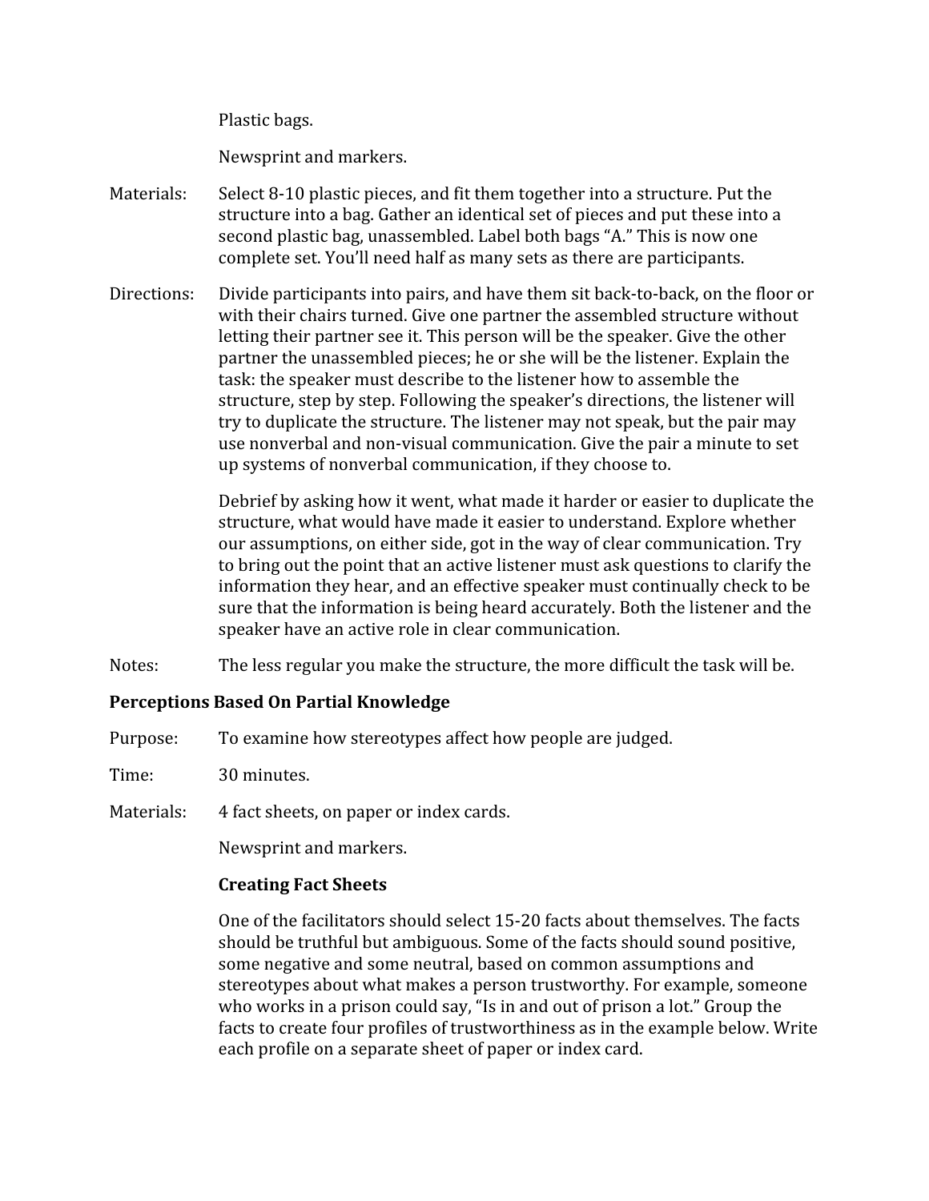Plastic bags.

Newsprint and markers.

Materials: Select 8-10 plastic pieces, and fit them together into a structure. Put the structure into a bag. Gather an identical set of pieces and put these into a second plastic bag, unassembled. Label both bags "A." This is now one complete set. You'll need half as many sets as there are participants.

Directions: Divide participants into pairs, and have them sit back-to-back, on the floor or with their chairs turned. Give one partner the assembled structure without letting their partner see it. This person will be the speaker. Give the other partner the unassembled pieces; he or she will be the listener. Explain the task: the speaker must describe to the listener how to assemble the structure, step by step. Following the speaker's directions, the listener will try to duplicate the structure. The listener may not speak, but the pair may use nonverbal and non-visual communication. Give the pair a minute to set up systems of nonverbal communication, if they choose to.

Debrief by asking how it went, what made it harder or easier to duplicate the structure, what would have made it easier to understand. Explore whether our assumptions, on either side, got in the way of clear communication. Try to bring out the point that an active listener must ask questions to clarify the information they hear, and an effective speaker must continually check to be sure that the information is being heard accurately. Both the listener and the speaker have an active role in clear communication.

Notes: The less regular you make the structure, the more difficult the task will be.

## Perceptions Based On Partial Knowledge

Purpose: To examine how stereotypes affect how people are judged.

Time: 30 minutes.

Materials: 4 fact sheets, on paper or index cards.

Newsprint and markers.

### Creating Fact Sheets

One of the facilitators should select 15-20 facts about themselves. The facts should be truthful but ambiguous. Some of the facts should sound positive, some negative and some neutral, based on common assumptions and stereotypes about what makes a person trustworthy. For example, someone who works in a prison could say, "Is in and out of prison a lot." Group the facts to create four profiles of trustworthiness as in the example below. Write each profile on a separate sheet of paper or index card.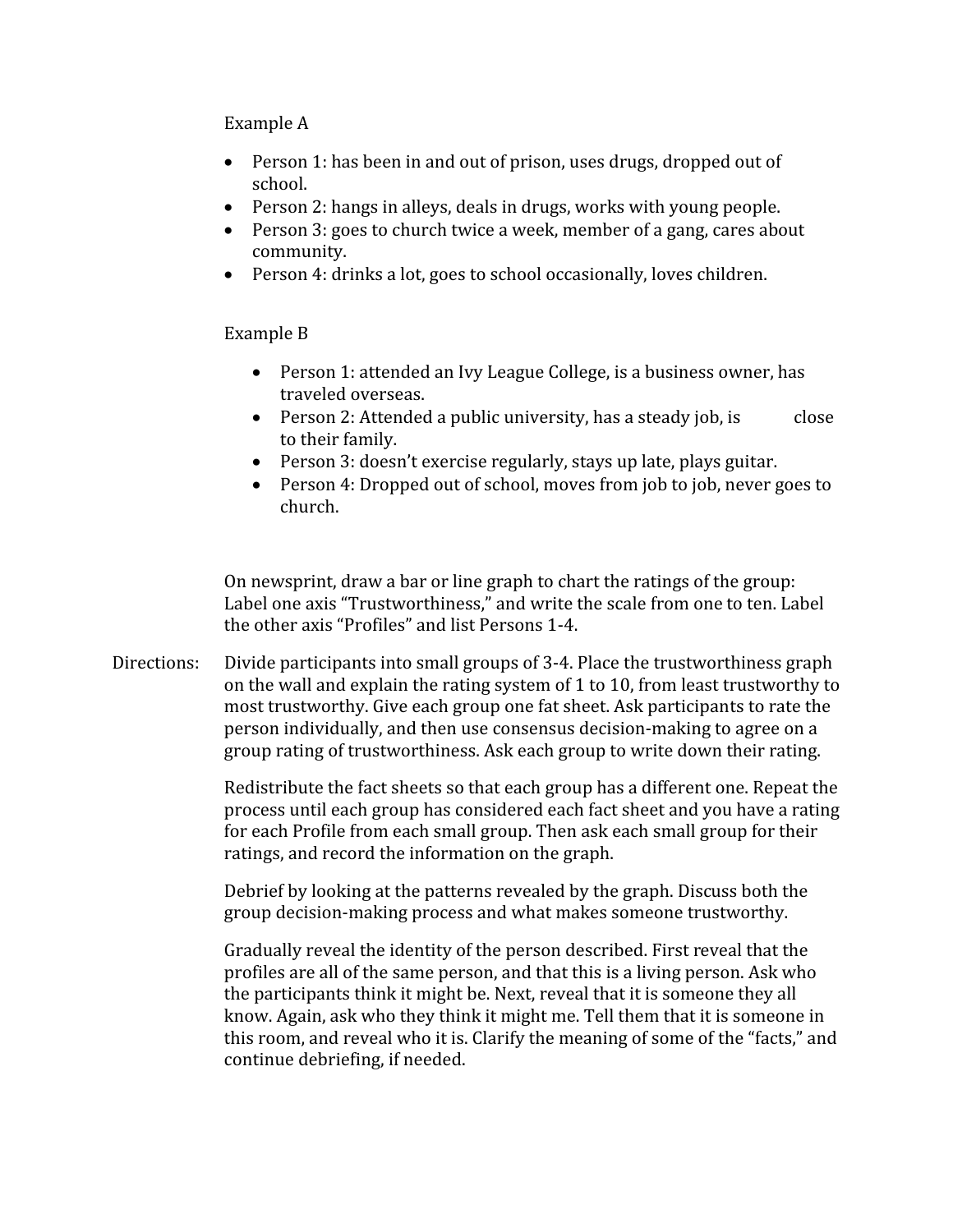Example A

- Person 1: has been in and out of prison, uses drugs, dropped out of school.
- Person 2: hangs in alleys, deals in drugs, works with young people.
- Person 3: goes to church twice a week, member of a gang, cares about community.
- Person 4: drinks a lot, goes to school occasionally, loves children.

Example B

- Person 1: attended an Ivy League College, is a business owner, has traveled overseas.
- Person 2: Attended a public university, has a steady job, is close to their family.
- Person 3: doesn't exercise regularly, stays up late, plays guitar.
- Person 4: Dropped out of school, moves from job to job, never goes to church.

On newsprint, draw a bar or line graph to chart the ratings of the group: Label one axis "Trustworthiness," and write the scale from one to ten. Label the other axis "Profiles" and list Persons 1-4.

Directions: Divide participants into small groups of 3-4. Place the trustworthiness graph on the wall and explain the rating system of 1 to 10, from least trustworthy to most trustworthy. Give each group one fat sheet. Ask participants to rate the person individually, and then use consensus decision-making to agree on a group rating of trustworthiness. Ask each group to write down their rating.

Redistribute the fact sheets so that each group has a different one. Repeat the process until each group has considered each fact sheet and you have a rating for each Profile from each small group. Then ask each small group for their ratings, and record the information on the graph.

Debrief by looking at the patterns revealed by the graph. Discuss both the group decision-making process and what makes someone trustworthy.

Gradually reveal the identity of the person described. First reveal that the profiles are all of the same person, and that this is a living person. Ask who the participants think it might be. Next, reveal that it is someone they all know. Again, ask who they think it might me. Tell them that it is someone in this room, and reveal who it is. Clarify the meaning of some of the "facts," and continue debriefing, if needed.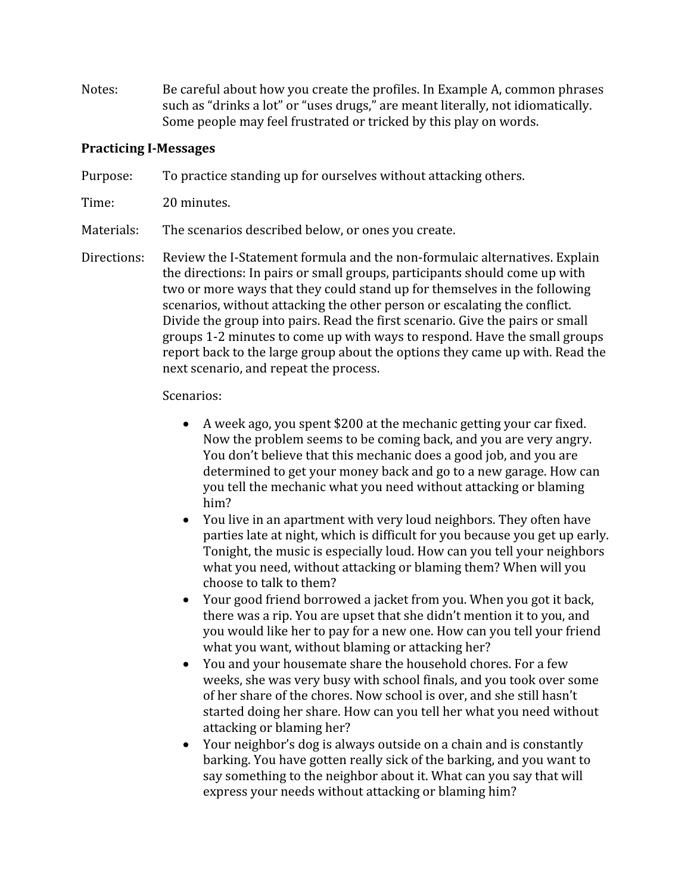Notes: Be careful about how you create the profiles. In Example A, common phrases such as "drinks a lot" or "uses drugs," are meant literally, not idiomatically. Some people may feel frustrated or tricked by this play on words.

**Practicing I-Messages**

Purpose: To practice standing up for ourselves without attacking others.

Time: 20 minutes.

Materials: The scenarios described below, or ones you create.

Directions: Review the I-Statement formula and the non-formulaic alternatives. Explain the directions: In pairs or small groups, participants should come up with two or more ways that they could stand up for themselves in the following scenarios, without attacking the other person or escalating the conflict. Divide the group into pairs. Read the first scenario. Give the pairs or small groups 1-2 minutes to come up with ways to respond. Have the small groups report back to the large group about the options they came up with. Read the next scenario, and repeat the process.

Scenarios:

- A week ago, you spent $200 at the mechanic getting your car fixed. Now the problem seems to be coming back, and you are very angry. You don't believe that this mechanic does a good job, and you are determined to get your money back and go to a new garage. How can you tell the mechanic what you need without attacking or blaming him?
- You live in an apartment with very loud neighbors. They often have parties late at night, which is difficult for you because you get up early. Tonight, the music is especially loud. How can you tell your neighbors what you need, without attacking or blaming them? When will you choose to talk to them?
- Your good friend borrowed a jacket from you. When you got it back, there was a rip. You are upset that she didn't mention it to you, and you would like her to pay for a new one. How can you tell your friend what you want, without blaming or attacking her?
- You and your housemate share the household chores. For a few weeks, she was very busy with school finals, and you took over some of her share of the chores. Now school is over, and she still hasn't started doing her share. How can you tell her what you need without attacking or blaming her?
- Your neighbor's dog is always outside on a chain and is constantly barking. You have gotten really sick of the barking, and you want to say something to the neighbor about it. What can you say that will express your needs without attacking or blaming him?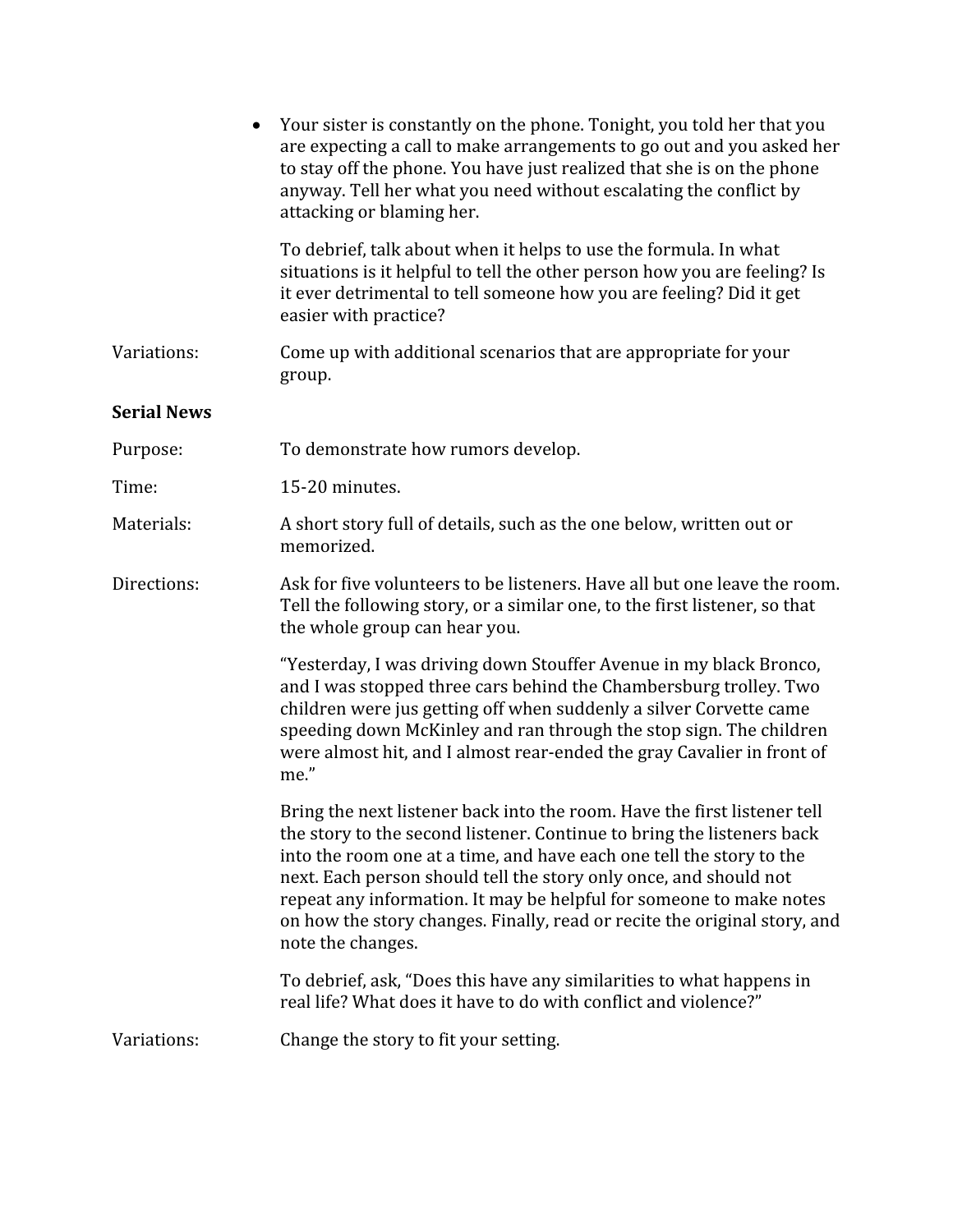- Your sister is constantly on the phone. Tonight, you told her that you are expecting a call to make arrangements to go out and you asked her to stay off the phone. You have just realized that she is on the phone anyway. Tell her what you need without escalating the conflict by attacking or blaming her.

  To debrief, talk about when it helps to use the formula. In what situations is it helpful to tell the other person how you are feeling? Is it ever detrimental to tell someone how you are feeling? Did it get easier with practice?

Variations: Come up with additional scenarios that are appropriate for your group.

**Serial News**

Purpose: To demonstrate how rumors develop.

Time: 15-20 minutes.

Materials: A short story full of details, such as the one below, written out or memorized.

Directions: Ask for five volunteers to be listeners. Have all but one leave the room. Tell the following story, or a similar one, to the first listener, so that the whole group can hear you.

"Yesterday, I was driving down Stouffer Avenue in my black Bronco, and I was stopped three cars behind the Chambersburg trolley. Two children were jus getting off when suddenly a silver Corvette came speeding down McKinley and ran through the stop sign. The children were almost hit, and I almost rear-ended the gray Cavalier in front of me."

Bring the next listener back into the room. Have the first listener tell the story to the second listener. Continue to bring the listeners back into the room one at a time, and have each one tell the story to the next. Each person should tell the story only once, and should not repeat any information. It may be helpful for someone to make notes on how the story changes. Finally, read or recite the original story, and note the changes.

To debrief, ask, "Does this have any similarities to what happens in real life? What does it have to do with conflict and violence?"

Variations: Change the story to fit your setting.